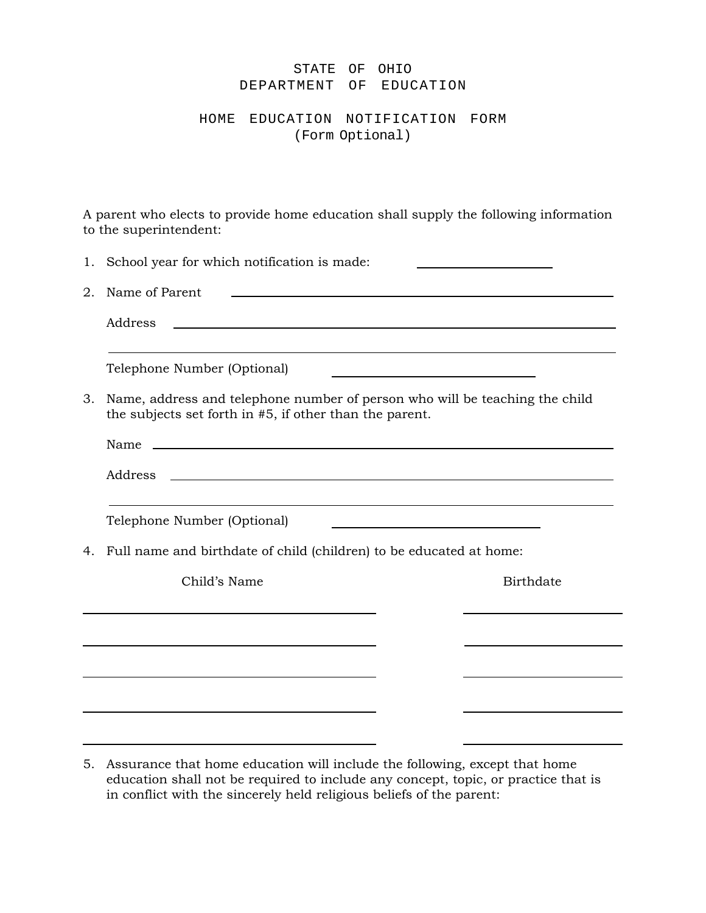# STATE OF OHIO
# DEPARTMENT OF EDUCATION

## HOME EDUCATION NOTIFICATION FORM
(Form Optional)

A parent who elects to provide home education shall supply the following information to the superintendent:

1. School year for which notification is made: ____________________

2. Name of Parent ________________________________________________

   Address ________________________________________________

   ________________________________________________

   Telephone Number (Optional) ____________________

3. Name, address and telephone number of person who will be teaching the child the subjects set forth in #5, if other than the parent.

   Name ________________________________________________

   Address ________________________________________________

   ________________________________________________

   Telephone Number (Optional) ____________________

4. Full name and birthdate of child (children) to be educated at home:

| Child's Name | Birthdate |
| --- | --- |
| | |
| | |
| | |
| | |
| | |

5. Assurance that home education will include the following, except that home education shall not be required to include any concept, topic, or practice that is in conflict with the sincerely held religious beliefs of the parent: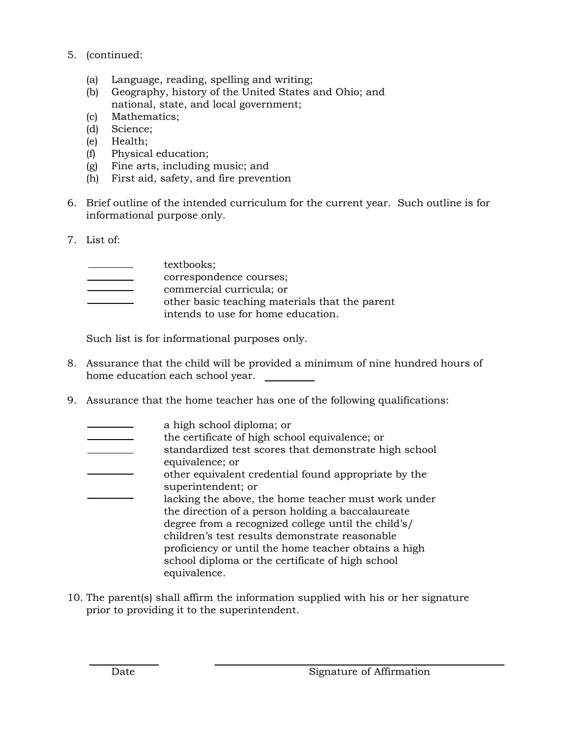5. (continued:

   (a) Language, reading, spelling and writing;
   (b) Geography, history of the United States and Ohio; and national, state, and local government;
   (c) Mathematics;
   (d) Science;
   (e) Health;
   (f) Physical education;
   (g) Fine arts, including music; and
   (h) First aid, safety, and fire prevention

6. Brief outline of the intended curriculum for the current year. Such outline is for informational purpose only.

7. List of:

   ________ textbooks;
   ________ correspondence courses;
   ________ commercial curricula; or
   ________ other basic teaching materials that the parent intends to use for home education.

   Such list is for informational purposes only.

8. Assurance that the child will be provided a minimum of nine hundred hours of home education each school year. ________

9. Assurance that the home teacher has one of the following qualifications:

   ________ a high school diploma; or
   ________ the certificate of high school equivalence; or
   ________ standardized test scores that demonstrate high school equivalence; or
   ________ other equivalent credential found appropriate by the superintendent; or
   ________ lacking the above, the home teacher must work under the direction of a person holding a baccalaureate degree from a recognized college until the child's/ children's test results demonstrate reasonable proficiency or until the home teacher obtains a high school diploma or the certificate of high school equivalence.

10. The parent(s) shall affirm the information supplied with his or her signature prior to providing it to the superintendent.

________ Date

________________________ Signature of Affirmation